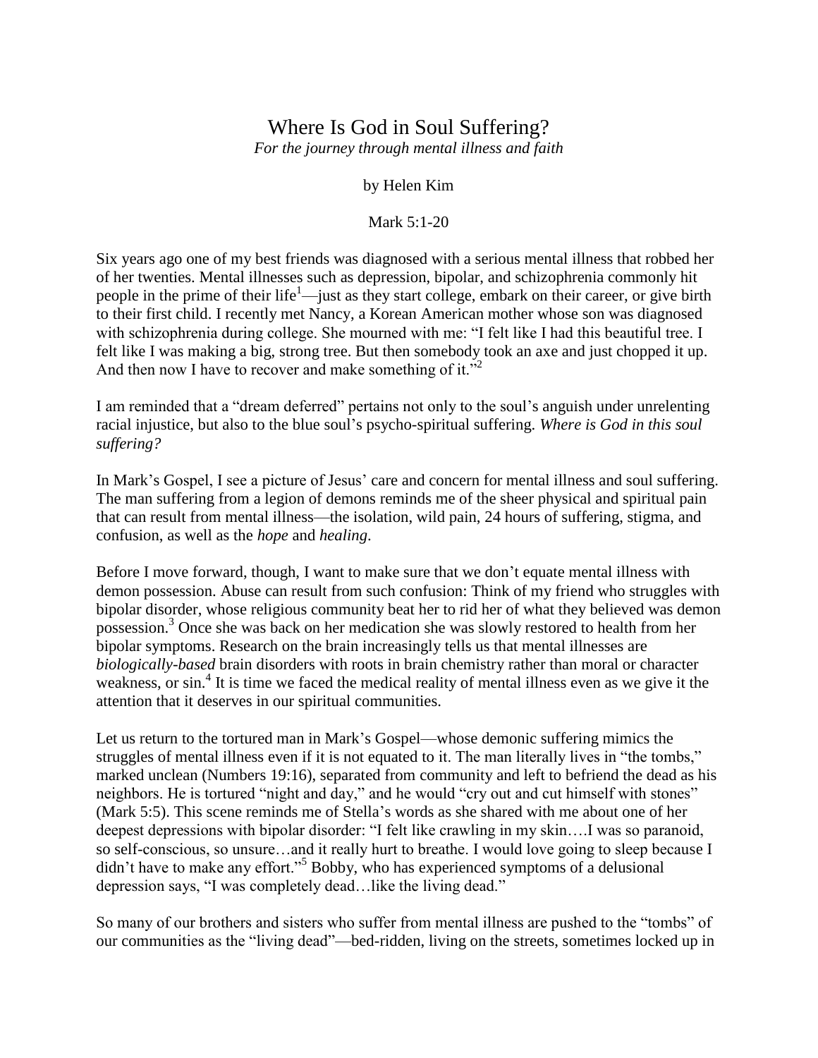# Where Is God in Soul Suffering?

*For the journey through mental illness and faith*

by Helen Kim

Mark 5:1-20

Six years ago one of my best friends was diagnosed with a serious mental illness that robbed her of her twenties. Mental illnesses such as depression, bipolar, and schizophrenia commonly hit people in the prime of their life[1]—just as they start college, embark on their career, or give birth to their first child. I recently met Nancy, a Korean American mother whose son was diagnosed with schizophrenia during college. She mourned with me: "I felt like I had this beautiful tree. I felt like I was making a big, strong tree. But then somebody took an axe and just chopped it up. And then now I have to recover and make something of it."[2]

I am reminded that a "dream deferred" pertains not only to the soul's anguish under unrelenting racial injustice, but also to the blue soul's psycho-spiritual suffering. *Where is God in this soul suffering?*

In Mark's Gospel, I see a picture of Jesus' care and concern for mental illness and soul suffering. The man suffering from a legion of demons reminds me of the sheer physical and spiritual pain that can result from mental illness—the isolation, wild pain, 24 hours of suffering, stigma, and confusion, as well as the *hope* and *healing*.

Before I move forward, though, I want to make sure that we don't equate mental illness with demon possession. Abuse can result from such confusion: Think of my friend who struggles with bipolar disorder, whose religious community beat her to rid her of what they believed was demon possession.[3] Once she was back on her medication she was slowly restored to health from her bipolar symptoms. Research on the brain increasingly tells us that mental illnesses are *biologically-based* brain disorders with roots in brain chemistry rather than moral or character weakness, or sin.[4] It is time we faced the medical reality of mental illness even as we give it the attention that it deserves in our spiritual communities.

Let us return to the tortured man in Mark's Gospel—whose demonic suffering mimics the struggles of mental illness even if it is not equated to it. The man literally lives in "the tombs," marked unclean (Numbers 19:16), separated from community and left to befriend the dead as his neighbors. He is tortured "night and day," and he would "cry out and cut himself with stones" (Mark 5:5). This scene reminds me of Stella's words as she shared with me about one of her deepest depressions with bipolar disorder: "I felt like crawling in my skin….I was so paranoid, so self-conscious, so unsure…and it really hurt to breathe. I would love going to sleep because I didn't have to make any effort."[5] Bobby, who has experienced symptoms of a delusional depression says, "I was completely dead…like the living dead."

So many of our brothers and sisters who suffer from mental illness are pushed to the "tombs" of our communities as the "living dead"—bed-ridden, living on the streets, sometimes locked up in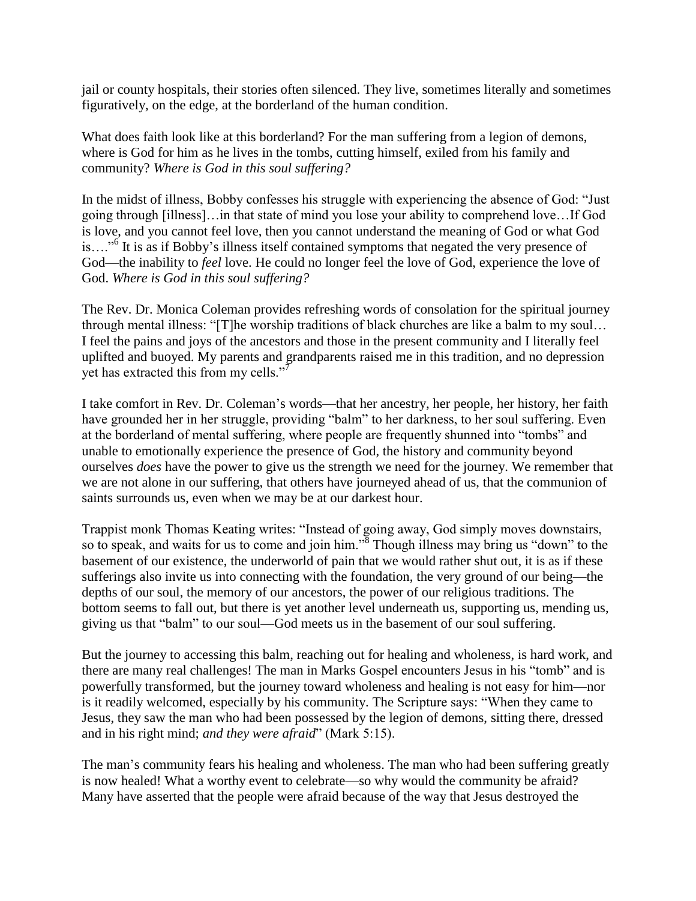jail or county hospitals, their stories often silenced. They live, sometimes literally and sometimes figuratively, on the edge, at the borderland of the human condition.

What does faith look like at this borderland? For the man suffering from a legion of demons, where is God for him as he lives in the tombs, cutting himself, exiled from his family and community? *Where is God in this soul suffering?*

In the midst of illness, Bobby confesses his struggle with experiencing the absence of God: "Just going through [illness]…in that state of mind you lose your ability to comprehend love…If God is love, and you cannot feel love, then you cannot understand the meaning of God or what God is…."[6] It is as if Bobby's illness itself contained symptoms that negated the very presence of God—the inability to *feel* love. He could no longer feel the love of God, experience the love of God. *Where is God in this soul suffering?*

The Rev. Dr. Monica Coleman provides refreshing words of consolation for the spiritual journey through mental illness: "[T]he worship traditions of black churches are like a balm to my soul… I feel the pains and joys of the ancestors and those in the present community and I literally feel uplifted and buoyed. My parents and grandparents raised me in this tradition, and no depression yet has extracted this from my cells."[7]

I take comfort in Rev. Dr. Coleman's words—that her ancestry, her people, her history, her faith have grounded her in her struggle, providing "balm" to her darkness, to her soul suffering. Even at the borderland of mental suffering, where people are frequently shunned into "tombs" and unable to emotionally experience the presence of God, the history and community beyond ourselves *does* have the power to give us the strength we need for the journey. We remember that we are not alone in our suffering, that others have journeyed ahead of us, that the communion of saints surrounds us, even when we may be at our darkest hour.

Trappist monk Thomas Keating writes: "Instead of going away, God simply moves downstairs, so to speak, and waits for us to come and join him."[8] Though illness may bring us "down" to the basement of our existence, the underworld of pain that we would rather shut out, it is as if these sufferings also invite us into connecting with the foundation, the very ground of our being—the depths of our soul, the memory of our ancestors, the power of our religious traditions. The bottom seems to fall out, but there is yet another level underneath us, supporting us, mending us, giving us that "balm" to our soul—God meets us in the basement of our soul suffering.

But the journey to accessing this balm, reaching out for healing and wholeness, is hard work, and there are many real challenges! The man in Marks Gospel encounters Jesus in his "tomb" and is powerfully transformed, but the journey toward wholeness and healing is not easy for him—nor is it readily welcomed, especially by his community. The Scripture says: "When they came to Jesus, they saw the man who had been possessed by the legion of demons, sitting there, dressed and in his right mind; *and they were afraid*" (Mark 5:15).

The man's community fears his healing and wholeness. The man who had been suffering greatly is now healed! What a worthy event to celebrate—so why would the community be afraid? Many have asserted that the people were afraid because of the way that Jesus destroyed the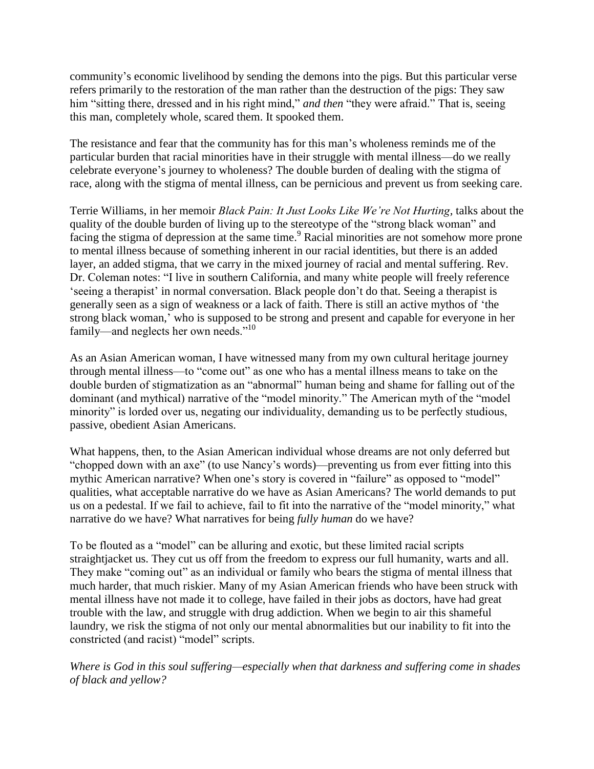community's economic livelihood by sending the demons into the pigs. But this particular verse refers primarily to the restoration of the man rather than the destruction of the pigs: They saw him "sitting there, dressed and in his right mind," *and then* "they were afraid." That is, seeing this man, completely whole, scared them. It spooked them.

The resistance and fear that the community has for this man's wholeness reminds me of the particular burden that racial minorities have in their struggle with mental illness—do we really celebrate everyone's journey to wholeness? The double burden of dealing with the stigma of race, along with the stigma of mental illness, can be pernicious and prevent us from seeking care.

Terrie Williams, in her memoir *Black Pain: It Just Looks Like We're Not Hurting*, talks about the quality of the double burden of living up to the stereotype of the "strong black woman" and facing the stigma of depression at the same time.[9] Racial minorities are not somehow more prone to mental illness because of something inherent in our racial identities, but there is an added layer, an added stigma, that we carry in the mixed journey of racial and mental suffering. Rev. Dr. Coleman notes: "I live in southern California, and many white people will freely reference 'seeing a therapist' in normal conversation. Black people don't do that. Seeing a therapist is generally seen as a sign of weakness or a lack of faith. There is still an active mythos of 'the strong black woman,' who is supposed to be strong and present and capable for everyone in her family—and neglects her own needs."[10]

As an Asian American woman, I have witnessed many from my own cultural heritage journey through mental illness—to "come out" as one who has a mental illness means to take on the double burden of stigmatization as an "abnormal" human being and shame for falling out of the dominant (and mythical) narrative of the "model minority." The American myth of the "model minority" is lorded over us, negating our individuality, demanding us to be perfectly studious, passive, obedient Asian Americans.

What happens, then, to the Asian American individual whose dreams are not only deferred but "chopped down with an axe" (to use Nancy's words)—preventing us from ever fitting into this mythic American narrative? When one's story is covered in "failure" as opposed to "model" qualities, what acceptable narrative do we have as Asian Americans? The world demands to put us on a pedestal. If we fail to achieve, fail to fit into the narrative of the "model minority," what narrative do we have? What narratives for being *fully human* do we have?

To be flouted as a "model" can be alluring and exotic, but these limited racial scripts straightjacket us. They cut us off from the freedom to express our full humanity, warts and all. They make "coming out" as an individual or family who bears the stigma of mental illness that much harder, that much riskier. Many of my Asian American friends who have been struck with mental illness have not made it to college, have failed in their jobs as doctors, have had great trouble with the law, and struggle with drug addiction. When we begin to air this shameful laundry, we risk the stigma of not only our mental abnormalities but our inability to fit into the constricted (and racist) "model" scripts.

*Where is God in this soul suffering—especially when that darkness and suffering come in shades of black and yellow?*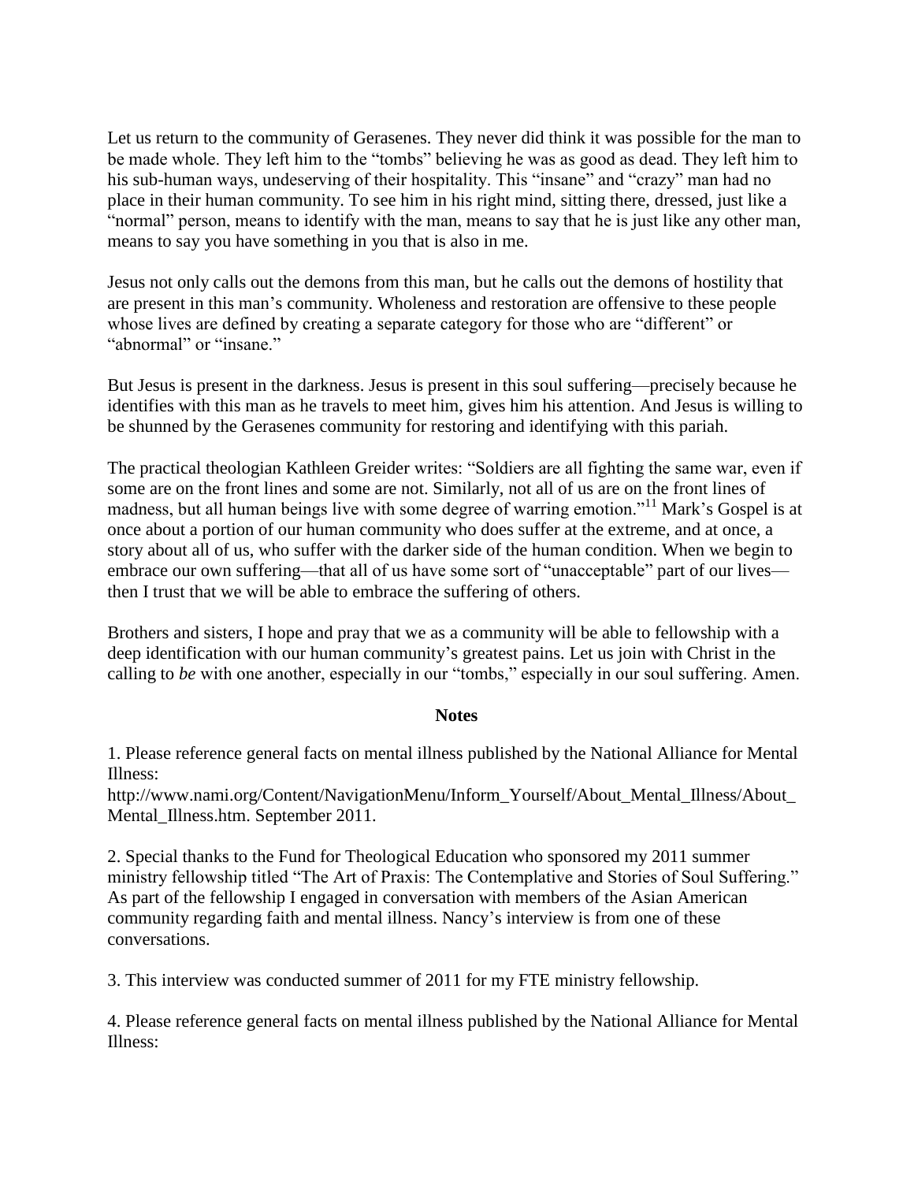Let us return to the community of Gerasenes. They never did think it was possible for the man to be made whole. They left him to the "tombs" believing he was as good as dead. They left him to his sub-human ways, undeserving of their hospitality. This "insane" and "crazy" man had no place in their human community. To see him in his right mind, sitting there, dressed, just like a "normal" person, means to identify with the man, means to say that he is just like any other man, means to say you have something in you that is also in me.

Jesus not only calls out the demons from this man, but he calls out the demons of hostility that are present in this man's community. Wholeness and restoration are offensive to these people whose lives are defined by creating a separate category for those who are "different" or "abnormal" or "insane."

But Jesus is present in the darkness. Jesus is present in this soul suffering—precisely because he identifies with this man as he travels to meet him, gives him his attention. And Jesus is willing to be shunned by the Gerasenes community for restoring and identifying with this pariah.

The practical theologian Kathleen Greider writes: "Soldiers are all fighting the same war, even if some are on the front lines and some are not. Similarly, not all of us are on the front lines of madness, but all human beings live with some degree of warring emotion."[11] Mark's Gospel is at once about a portion of our human community who does suffer at the extreme, and at once, a story about all of us, who suffer with the darker side of the human condition. When we begin to embrace our own suffering—that all of us have some sort of "unacceptable" part of our lives—then I trust that we will be able to embrace the suffering of others.

Brothers and sisters, I hope and pray that we as a community will be able to fellowship with a deep identification with our human community's greatest pains. Let us join with Christ in the calling to *be* with one another, especially in our "tombs," especially in our soul suffering. Amen.

**Notes**

1. Please reference general facts on mental illness published by the National Alliance for Mental Illness: http://www.nami.org/Content/NavigationMenu/Inform_Yourself/About_Mental_Illness/About_Mental_Illness.htm. September 2011.

2. Special thanks to the Fund for Theological Education who sponsored my 2011 summer ministry fellowship titled "The Art of Praxis: The Contemplative and Stories of Soul Suffering." As part of the fellowship I engaged in conversation with members of the Asian American community regarding faith and mental illness. Nancy's interview is from one of these conversations.

3. This interview was conducted summer of 2011 for my FTE ministry fellowship.

4. Please reference general facts on mental illness published by the National Alliance for Mental Illness: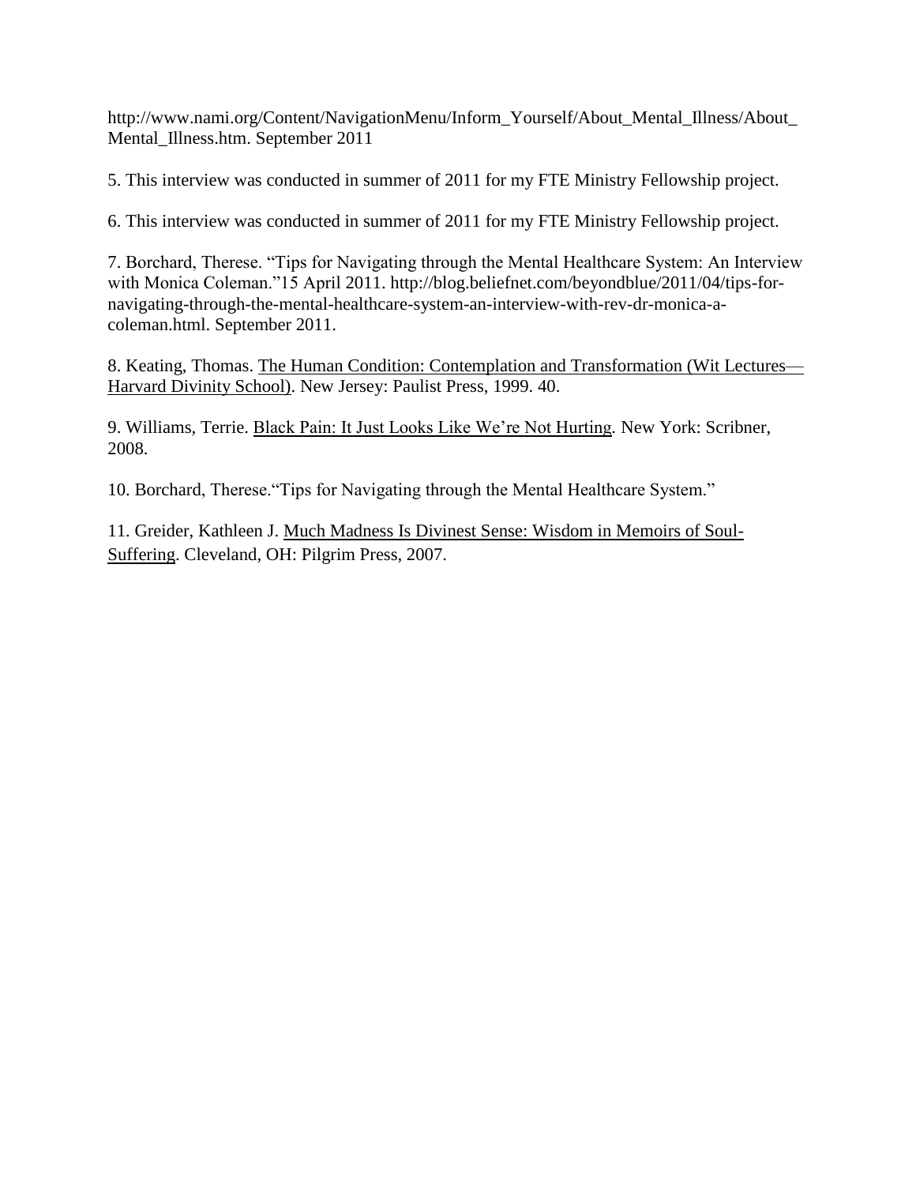http://www.nami.org/Content/NavigationMenu/Inform_Yourself/About_Mental_Illness/About_Mental_Illness.htm. September 2011

5. This interview was conducted in summer of 2011 for my FTE Ministry Fellowship project.

6. This interview was conducted in summer of 2011 for my FTE Ministry Fellowship project.

7. Borchard, Therese. "Tips for Navigating through the Mental Healthcare System: An Interview with Monica Coleman."15 April 2011. http://blog.beliefnet.com/beyondblue/2011/04/tips-for-navigating-through-the-mental-healthcare-system-an-interview-with-rev-dr-monica-a-coleman.html. September 2011.

8. Keating, Thomas. <u>The Human Condition: Contemplation and Transformation (Wit Lectures—Harvard Divinity School)</u>. New Jersey: Paulist Press, 1999. 40.

9. Williams, Terrie. <u>Black Pain: It Just Looks Like We're Not Hurting</u>. New York: Scribner, 2008.

10. Borchard, Therese."Tips for Navigating through the Mental Healthcare System."

11. Greider, Kathleen J. <u>Much Madness Is Divinest Sense: Wisdom in Memoirs of Soul-Suffering</u>. Cleveland, OH: Pilgrim Press, 2007.